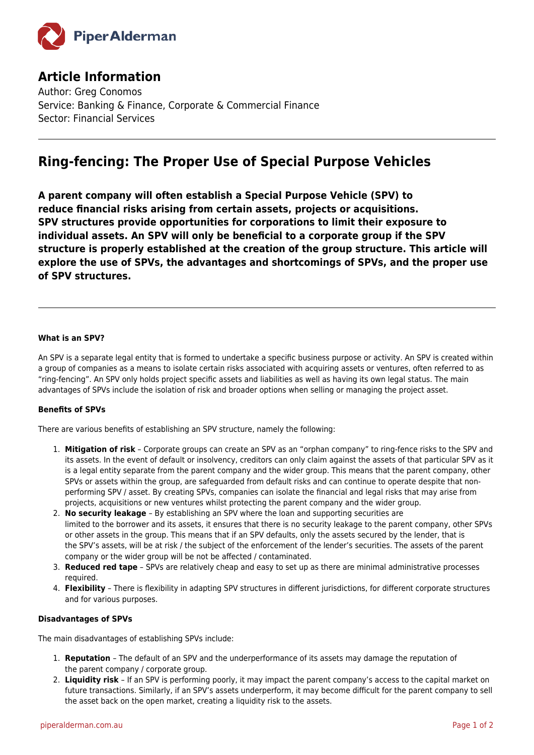## Article Information

Author: Greg Conomos
Service: Banking & Finance, Corporate & Commercial Finance
Sector: Financial Services

---

# Ring-fencing: The Proper Use of Special Purpose Vehicles

**A parent company will often establish a Special Purpose Vehicle (SPV) to reduce financial risks arising from certain assets, projects or acquisitions. SPV structures provide opportunities for corporations to limit their exposure to individual assets. An SPV will only be beneficial to a corporate group if the SPV structure is properly established at the creation of the group structure. This article will explore the use of SPVs, the advantages and shortcomings of SPVs, and the proper use of SPV structures.**

---

**What is an SPV?**

An SPV is a separate legal entity that is formed to undertake a specific business purpose or activity. An SPV is created within a group of companies as a means to isolate certain risks associated with acquiring assets or ventures, often referred to as "ring-fencing". An SPV only holds project specific assets and liabilities as well as having its own legal status. The main advantages of SPVs include the isolation of risk and broader options when selling or managing the project asset.

**Benefits of SPVs**

There are various benefits of establishing an SPV structure, namely the following:

1. **Mitigation of risk** – Corporate groups can create an SPV as an "orphan company" to ring-fence risks to the SPV and its assets. In the event of default or insolvency, creditors can only claim against the assets of that particular SPV as it is a legal entity separate from the parent company and the wider group. This means that the parent company, other SPVs or assets within the group, are safeguarded from default risks and can continue to operate despite that non-performing SPV / asset. By creating SPVs, companies can isolate the financial and legal risks that may arise from projects, acquisitions or new ventures whilst protecting the parent company and the wider group.
2. **No security leakage** – By establishing an SPV where the loan and supporting securities are limited to the borrower and its assets, it ensures that there is no security leakage to the parent company, other SPVs or other assets in the group. This means that if an SPV defaults, only the assets secured by the lender, that is the SPV's assets, will be at risk / the subject of the enforcement of the lender's securities. The assets of the parent company or the wider group will be not be affected / contaminated.
3. **Reduced red tape** – SPVs are relatively cheap and easy to set up as there are minimal administrative processes required.
4. **Flexibility** – There is flexibility in adapting SPV structures in different jurisdictions, for different corporate structures and for various purposes.

**Disadvantages of SPVs**

The main disadvantages of establishing SPVs include:

1. **Reputation** – The default of an SPV and the underperformance of its assets may damage the reputation of the parent company / corporate group.
2. **Liquidity risk** – If an SPV is performing poorly, it may impact the parent company's access to the capital market on future transactions. Similarly, if an SPV's assets underperform, it may become difficult for the parent company to sell the asset back on the open market, creating a liquidity risk to the assets.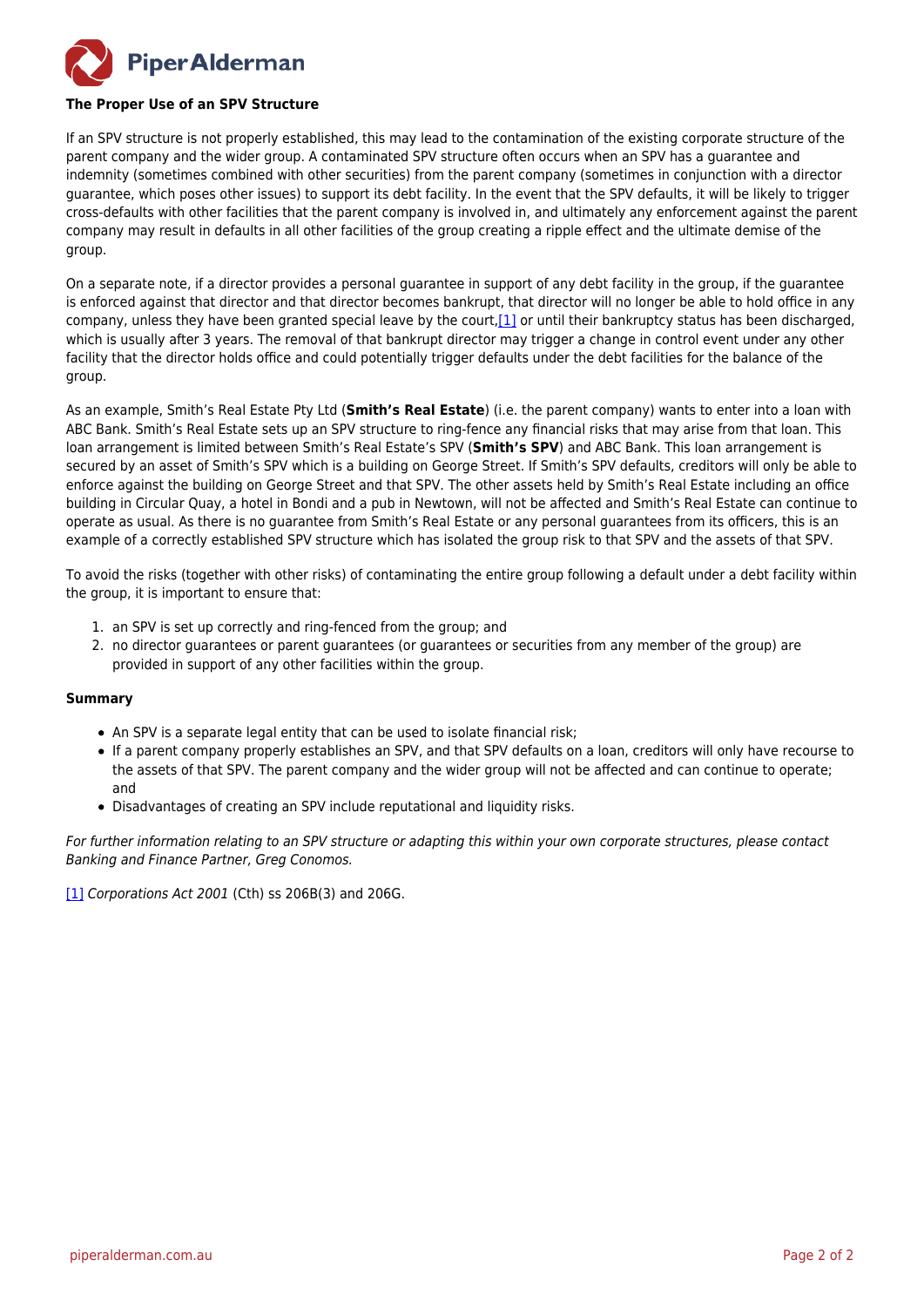**The Proper Use of an SPV Structure**

If an SPV structure is not properly established, this may lead to the contamination of the existing corporate structure of the parent company and the wider group. A contaminated SPV structure often occurs when an SPV has a guarantee and indemnity (sometimes combined with other securities) from the parent company (sometimes in conjunction with a director guarantee, which poses other issues) to support its debt facility. In the event that the SPV defaults, it will be likely to trigger cross-defaults with other facilities that the parent company is involved in, and ultimately any enforcement against the parent company may result in defaults in all other facilities of the group creating a ripple effect and the ultimate demise of the group.

On a separate note, if a director provides a personal guarantee in support of any debt facility in the group, if the guarantee is enforced against that director and that director becomes bankrupt, that director will no longer be able to hold office in any company, unless they have been granted special leave by the court,[1] or until their bankruptcy status has been discharged, which is usually after 3 years. The removal of that bankrupt director may trigger a change in control event under any other facility that the director holds office and could potentially trigger defaults under the debt facilities for the balance of the group.

As an example, Smith's Real Estate Pty Ltd (**Smith's Real Estate**) (i.e. the parent company) wants to enter into a loan with ABC Bank. Smith's Real Estate sets up an SPV structure to ring-fence any financial risks that may arise from that loan. This loan arrangement is limited between Smith's Real Estate's SPV (**Smith's SPV**) and ABC Bank. This loan arrangement is secured by an asset of Smith's SPV which is a building on George Street. If Smith's SPV defaults, creditors will only be able to enforce against the building on George Street and that SPV. The other assets held by Smith's Real Estate including an office building in Circular Quay, a hotel in Bondi and a pub in Newtown, will not be affected and Smith's Real Estate can continue to operate as usual. As there is no guarantee from Smith's Real Estate or any personal guarantees from its officers, this is an example of a correctly established SPV structure which has isolated the group risk to that SPV and the assets of that SPV.

To avoid the risks (together with other risks) of contaminating the entire group following a default under a debt facility within the group, it is important to ensure that:

1. an SPV is set up correctly and ring-fenced from the group; and
2. no director guarantees or parent guarantees (or guarantees or securities from any member of the group) are provided in support of any other facilities within the group.

**Summary**

- An SPV is a separate legal entity that can be used to isolate financial risk;
- If a parent company properly establishes an SPV, and that SPV defaults on a loan, creditors will only have recourse to the assets of that SPV. The parent company and the wider group will not be affected and can continue to operate; and
- Disadvantages of creating an SPV include reputational and liquidity risks.

*For further information relating to an SPV structure or adapting this within your own corporate structures, please contact Banking and Finance Partner, Greg Conomos.*

[1] *Corporations Act 2001* (Cth) ss 206B(3) and 206G.